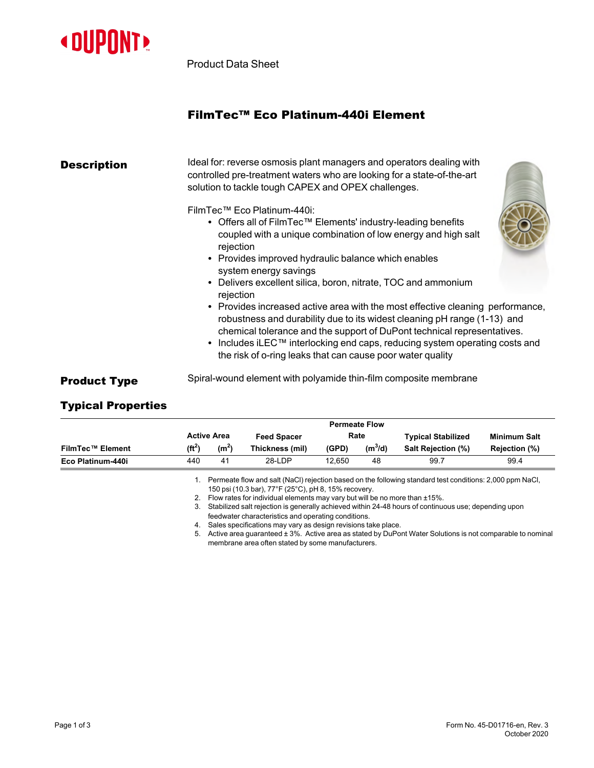Product Data Sheet

# FilmTec™ Eco Platinum-440i Element

## Description

Ideal for: reverse osmosis plant managers and operators dealing with controlled pre-treatment waters who are looking for a state-of-the-art solution to tackle tough CAPEX and OPEX challenges.

FilmTec™ Eco Platinum-440i:

- Offers all of FilmTec™ Elements' industry-leading benefits coupled with a unique combination of low energy and high salt rejection
- Provides improved hydraulic balance which enables system energy savings
- Delivers excellent silica, boron, nitrate, TOC and ammonium rejection
- Provides increased active area with the most effective cleaning performance, robustness and durability due to its widest cleaning pH range (1-13) and chemical tolerance and the support of DuPont technical representatives.
- Includes iLEC™ interlocking end caps, reducing system operating costs and the risk of o-ring leaks that can cause poor water quality

## Product Type

Spiral-wound element with polyamide thin-film composite membrane

## Typical Properties

| FilmTec™ Element | Active Area ($ft^2$) | Active Area ($m^2$) | Feed Spacer Thickness (mil) | Permeate Flow Rate (GPD) | Permeate Flow Rate ($m^3/d$) | Typical Stabilized Salt Rejection (%) | Minimum Salt Rejection (%) |
|---|---|---|---|---|---|---|---|
| **Eco Platinum-440i** | 440 | 41 | 28-LDP | 12,650 | 48 | 99.7 | 99.4 |

1. Permeate flow and salt (NaCl) rejection based on the following standard test conditions: 2,000 ppm NaCl, 150 psi (10.3 bar), 77°F (25°C), pH 8, 15% recovery.
2. Flow rates for individual elements may vary but will be no more than ±15%.
3. Stabilized salt rejection is generally achieved within 24-48 hours of continuous use; depending upon feedwater characteristics and operating conditions.
4. Sales specifications may vary as design revisions take place.
5. Active area guaranteed ± 3%. Active area as stated by DuPont Water Solutions is not comparable to nominal membrane area often stated by some manufacturers.

Form No. 45-D01716-en, Rev. 3
October 2020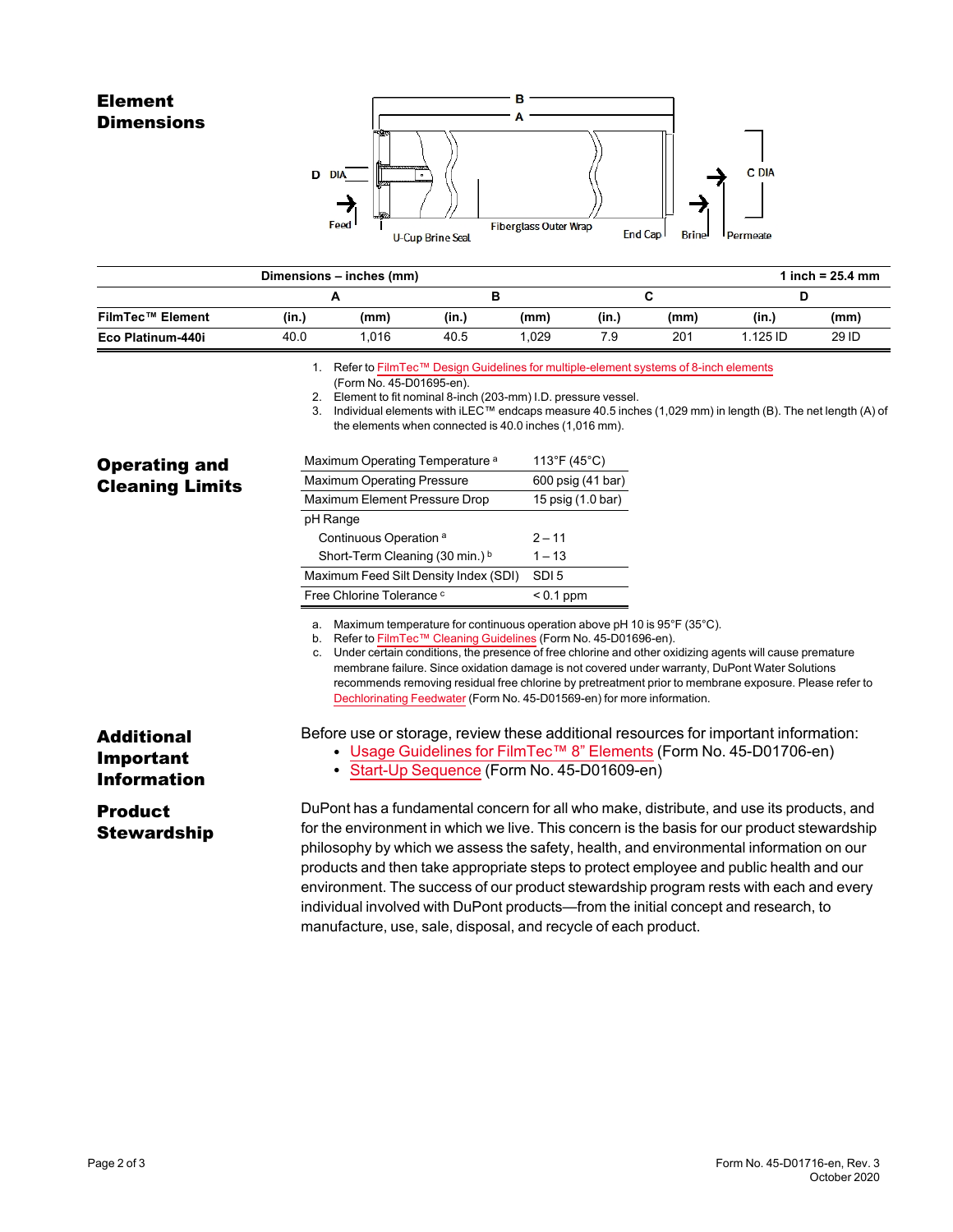## Element Dimensions

| Dimensions – inches (mm) | | | | | | | | 1 inch = 25.4 mm |
|---|---|---|---|---|---|---|---|---|
| | A | | B | | C | | D | |
| FilmTec™ Element | (in.) | (mm) | (in.) | (mm) | (in.) | (mm) | (in.) | (mm) |
| Eco Platinum-440i | 40.0 | 1,016 | 40.5 | 1,029 | 7.9 | 201 | 1.125 ID | 29 ID |

1. Refer to FilmTec™ Design Guidelines for multiple-element systems of 8-inch elements (Form No. 45-D01695-en).
2. Element to fit nominal 8-inch (203-mm) I.D. pressure vessel.
3. Individual elements with iLEC™ endcaps measure 40.5 inches (1,029 mm) in length (B). The net length (A) of the elements when connected is 40.0 inches (1,016 mm).

## Operating and Cleaning Limits

| | |
|---|---|
| Maximum Operating Temperature [a] | 113°F (45°C) |
| Maximum Operating Pressure | 600 psig (41 bar) |
| Maximum Element Pressure Drop | 15 psig (1.0 bar) |
| pH Range | |
| Continuous Operation [a] | 2 – 11 |
| Short-Term Cleaning (30 min.) [b] | 1 – 13 |
| Maximum Feed Silt Density Index (SDI) | SDI 5 |
| Free Chlorine Tolerance [c] | < 0.1 ppm |

a. Maximum temperature for continuous operation above pH 10 is 95°F (35°C).
b. Refer to FilmTec™ Cleaning Guidelines (Form No. 45-D01696-en).
c. Under certain conditions, the presence of free chlorine and other oxidizing agents will cause premature membrane failure. Since oxidation damage is not covered under warranty, DuPont Water Solutions recommends removing residual free chlorine by pretreatment prior to membrane exposure. Please refer to Dechlorinating Feedwater (Form No. 45-D01569-en) for more information.

## Additional Important Information

Before use or storage, review these additional resources for important information:

- Usage Guidelines for FilmTec™ 8" Elements (Form No. 45-D01706-en)
- Start-Up Sequence (Form No. 45-D01609-en)

## Product Stewardship

DuPont has a fundamental concern for all who make, distribute, and use its products, and for the environment in which we live. This concern is the basis for our product stewardship philosophy by which we assess the safety, health, and environmental information on our products and then take appropriate steps to protect employee and public health and our environment. The success of our product stewardship program rests with each and every individual involved with DuPont products—from the initial concept and research, to manufacture, use, sale, disposal, and recycle of each product.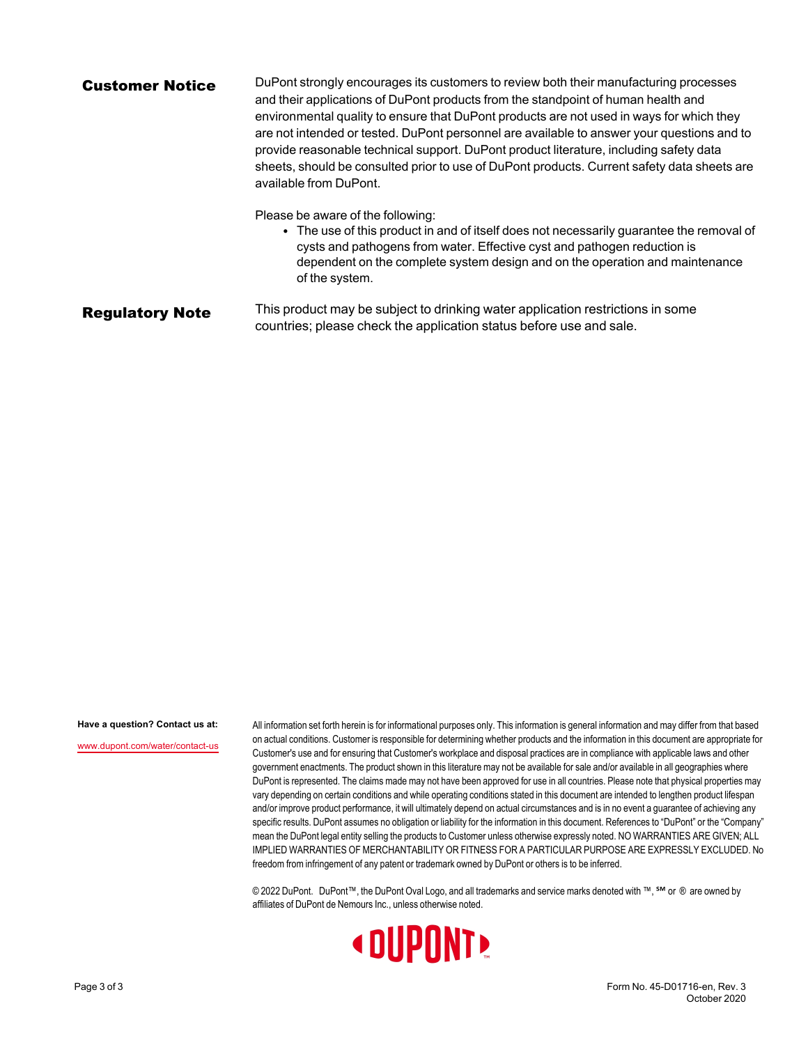## Customer Notice

DuPont strongly encourages its customers to review both their manufacturing processes and their applications of DuPont products from the standpoint of human health and environmental quality to ensure that DuPont products are not used in ways for which they are not intended or tested. DuPont personnel are available to answer your questions and to provide reasonable technical support. DuPont product literature, including safety data sheets, should be consulted prior to use of DuPont products. Current safety data sheets are available from DuPont.

Please be aware of the following:

- The use of this product in and of itself does not necessarily guarantee the removal of cysts and pathogens from water. Effective cyst and pathogen reduction is dependent on the complete system design and on the operation and maintenance of the system.

## Regulatory Note

This product may be subject to drinking water application restrictions in some countries; please check the application status before use and sale.

**Have a question? Contact us at:**

www.dupont.com/water/contact-us

All information set forth herein is for informational purposes only. This information is general information and may differ from that based on actual conditions. Customer is responsible for determining whether products and the information in this document are appropriate for Customer's use and for ensuring that Customer's workplace and disposal practices are in compliance with applicable laws and other government enactments. The product shown in this literature may not be available for sale and/or available in all geographies where DuPont is represented. The claims made may not have been approved for use in all countries. Please note that physical properties may vary depending on certain conditions and while operating conditions stated in this document are intended to lengthen product lifespan and/or improve product performance, it will ultimately depend on actual circumstances and is in no event a guarantee of achieving any specific results. DuPont assumes no obligation or liability for the information in this document. References to "DuPont" or the "Company" mean the DuPont legal entity selling the products to Customer unless otherwise expressly noted. NO WARRANTIES ARE GIVEN; ALL IMPLIED WARRANTIES OF MERCHANTABILITY OR FITNESS FOR A PARTICULAR PURPOSE ARE EXPRESSLY EXCLUDED. No freedom from infringement of any patent or trademark owned by DuPont or others is to be inferred.

© 2022 DuPont. DuPont™, the DuPont Oval Logo, and all trademarks and service marks denoted with ™, ℠ or ® are owned by affiliates of DuPont de Nemours Inc., unless otherwise noted.

Form No. 45-D01716-en, Rev. 3
October 2020